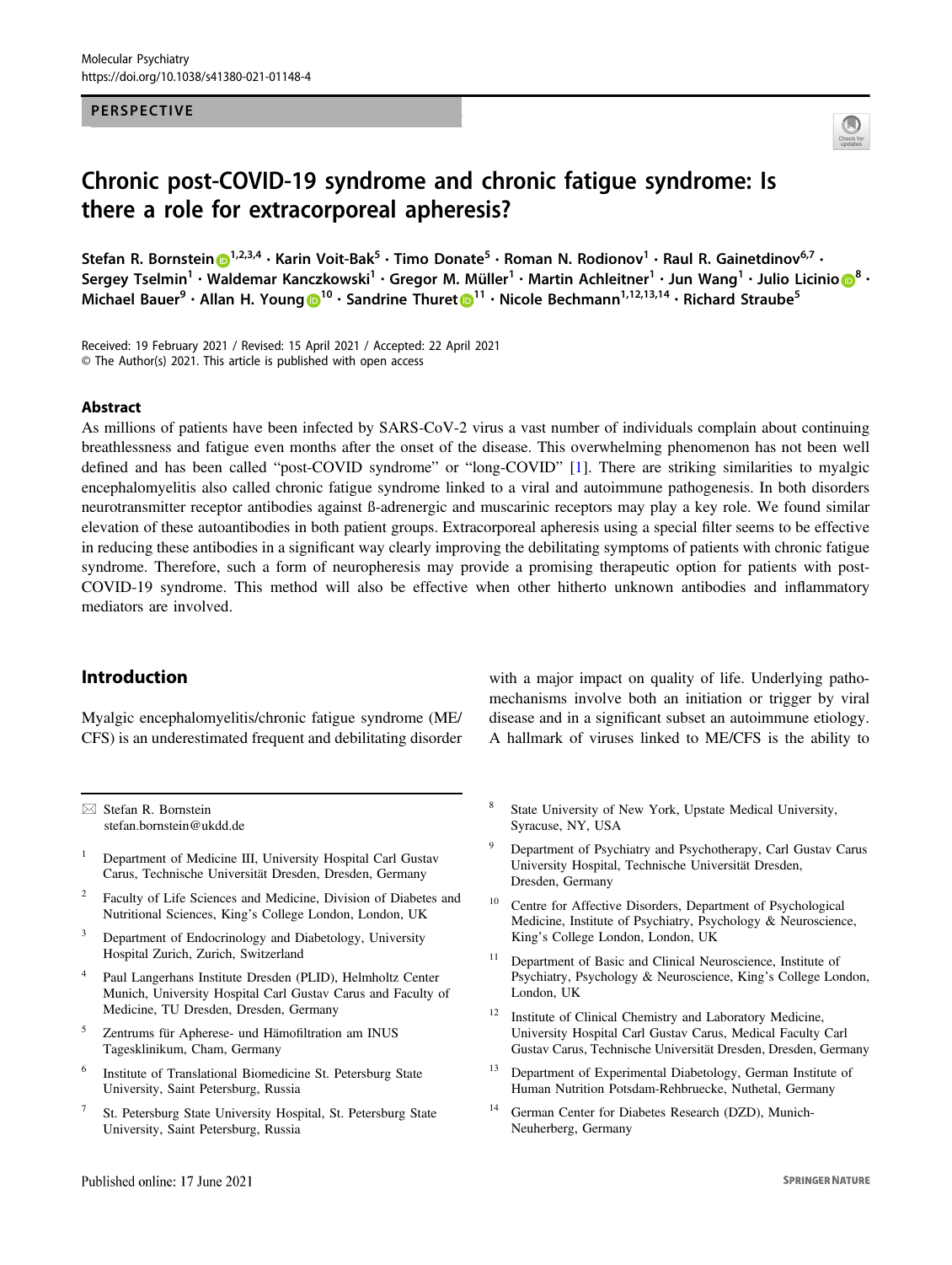PERSPECTIVE

# Chronic post-COVID-19 syndrome and chronic fatigue syndrome: Is there a role for extracorporeal apheresis?

Stefan R. Bornstein [1,2,3,4] · Karin Voit-Bak [5] · Timo Donate [5] · Roman N. Rodionov [1] · Raul R. Gainetdinov [6,7] · Sergey Tselmin [1] · Waldemar Kanczkowski [1] · Gregor M. Müller [1] · Martin Achleitner [1] · Jun Wang [1] · Julio Licinio [8] · Michael Bauer [9] · Allan H. Young [10] · Sandrine Thuret [11] · Nicole Bechmann [1,12,13,14] · Richard Straube [5]

Received: 19 February 2021 / Revised: 15 April 2021 / Accepted: 22 April 2021
© The Author(s) 2021. This article is published with open access

## Abstract

As millions of patients have been infected by SARS-CoV-2 virus a vast number of individuals complain about continuing breathlessness and fatigue even months after the onset of the disease. This overwhelming phenomenon has not been well defined and has been called "post-COVID syndrome" or "long-COVID" [1]. There are striking similarities to myalgic encephalomyelitis also called chronic fatigue syndrome linked to a viral and autoimmune pathogenesis. In both disorders neurotransmitter receptor antibodies against ß-adrenergic and muscarinic receptors may play a key role. We found similar elevation of these autoantibodies in both patient groups. Extracorporeal apheresis using a special filter seems to be effective in reducing these antibodies in a significant way clearly improving the debilitating symptoms of patients with chronic fatigue syndrome. Therefore, such a form of neuropheresis may provide a promising therapeutic option for patients with post-COVID-19 syndrome. This method will also be effective when other hitherto unknown antibodies and inflammatory mediators are involved.

## Introduction

Myalgic encephalomyelitis/chronic fatigue syndrome (ME/CFS) is an underestimated frequent and debilitating disorder with a major impact on quality of life. Underlying pathomechanisms involve both an initiation or trigger by viral disease and in a significant subset an autoimmune etiology. A hallmark of viruses linked to ME/CFS is the ability to

---

✉ Stefan R. Bornstein
stefan.bornstein@ukdd.de

1. Department of Medicine III, University Hospital Carl Gustav Carus, Technische Universität Dresden, Dresden, Germany
2. Faculty of Life Sciences and Medicine, Division of Diabetes and Nutritional Sciences, King's College London, London, UK
3. Department of Endocrinology and Diabetology, University Hospital Zurich, Zurich, Switzerland
4. Paul Langerhans Institute Dresden (PLID), Helmholtz Center Munich, University Hospital Carl Gustav Carus and Faculty of Medicine, TU Dresden, Dresden, Germany
5. Zentrums für Apherese- und Hämofiltration am INUS Tagesklinikum, Cham, Germany
6. Institute of Translational Biomedicine St. Petersburg State University, Saint Petersburg, Russia
7. St. Petersburg State University Hospital, St. Petersburg State University, Saint Petersburg, Russia
8. State University of New York, Upstate Medical University, Syracuse, NY, USA
9. Department of Psychiatry and Psychotherapy, Carl Gustav Carus University Hospital, Technische Universität Dresden, Dresden, Germany
10. Centre for Affective Disorders, Department of Psychological Medicine, Institute of Psychiatry, Psychology & Neuroscience, King's College London, London, UK
11. Department of Basic and Clinical Neuroscience, Institute of Psychiatry, Psychology & Neuroscience, King's College London, London, UK
12. Institute of Clinical Chemistry and Laboratory Medicine, University Hospital Carl Gustav Carus, Medical Faculty Carl Gustav Carus, Technische Universität Dresden, Dresden, Germany
13. Department of Experimental Diabetology, German Institute of Human Nutrition Potsdam-Rehbruecke, Nuthetal, Germany
14. German Center for Diabetes Research (DZD), Munich-Neuherberg, Germany

Published online: 17 June 2021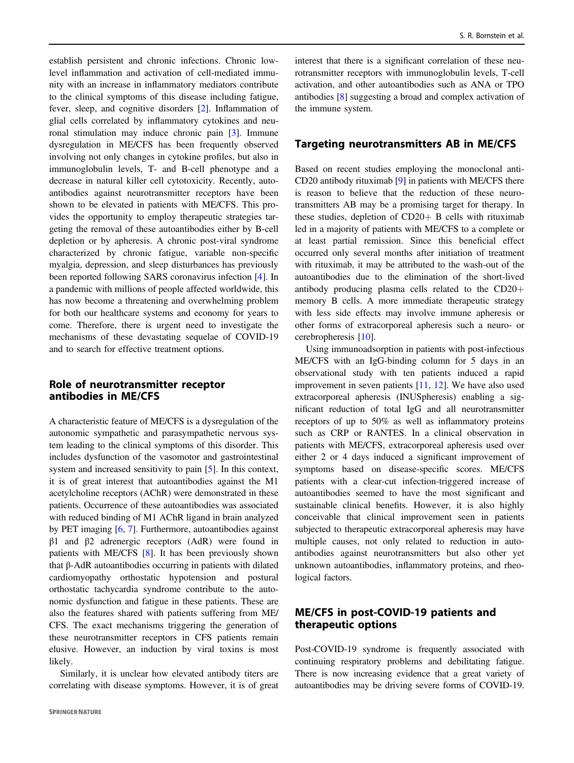establish persistent and chronic infections. Chronic low-level inflammation and activation of cell-mediated immunity with an increase in inflammatory mediators contribute to the clinical symptoms of this disease including fatigue, fever, sleep, and cognitive disorders [2]. Inflammation of glial cells correlated by inflammatory cytokines and neuronal stimulation may induce chronic pain [3]. Immune dysregulation in ME/CFS has been frequently observed involving not only changes in cytokine profiles, but also in immunoglobulin levels, T- and B-cell phenotype and a decrease in natural killer cell cytotoxicity. Recently, autoantibodies against neurotransmitter receptors have been shown to be elevated in patients with ME/CFS. This provides the opportunity to employ therapeutic strategies targeting the removal of these autoantibodies either by B-cell depletion or by apheresis. A chronic post-viral syndrome characterized by chronic fatigue, variable non-specific myalgia, depression, and sleep disturbances has previously been reported following SARS coronavirus infection [4]. In a pandemic with millions of people affected worldwide, this has now become a threatening and overwhelming problem for both our healthcare systems and economy for years to come. Therefore, there is urgent need to investigate the mechanisms of these devastating sequelae of COVID-19 and to search for effective treatment options.

## Role of neurotransmitter receptor antibodies in ME/CFS

A characteristic feature of ME/CFS is a dysregulation of the autonomic sympathetic and parasympathetic nervous system leading to the clinical symptoms of this disorder. This includes dysfunction of the vasomotor and gastrointestinal system and increased sensitivity to pain [5]. In this context, it is of great interest that autoantibodies against the M1 acetylcholine receptors (AChR) were demonstrated in these patients. Occurrence of these autoantibodies was associated with reduced binding of M1 AChR ligand in brain analyzed by PET imaging [6, 7]. Furthermore, autoantibodies against β1 and β2 adrenergic receptors (AdR) were found in patients with ME/CFS [8]. It has been previously shown that β-AdR autoantibodies occurring in patients with dilated cardiomyopathy orthostatic hypotension and postural orthostatic tachycardia syndrome contribute to the autonomic dysfunction and fatigue in these patients. These are also the features shared with patients suffering from ME/CFS. The exact mechanisms triggering the generation of these neurotransmitter receptors in CFS patients remain elusive. However, an induction by viral toxins is most likely.

Similarly, it is unclear how elevated antibody titers are correlating with disease symptoms. However, it is of great interest that there is a significant correlation of these neurotransmitter receptors with immunoglobulin levels, T-cell activation, and other autoantibodies such as ANA or TPO antibodies [8] suggesting a broad and complex activation of the immune system.

## Targeting neurotransmitters AB in ME/CFS

Based on recent studies employing the monoclonal anti-CD20 antibody rituximab [9] in patients with ME/CFS there is reason to believe that the reduction of these neurotransmitters AB may be a promising target for therapy. In these studies, depletion of CD20+ B cells with rituximab led in a majority of patients with ME/CFS to a complete or at least partial remission. Since this beneficial effect occurred only several months after initiation of treatment with rituximab, it may be attributed to the wash-out of the autoantibodies due to the elimination of the short-lived antibody producing plasma cells related to the CD20+ memory B cells. A more immediate therapeutic strategy with less side effects may involve immune apheresis or other forms of extracorporeal apheresis such a neuro- or cerebropheresis [10].

Using immunoadsorption in patients with post-infectious ME/CFS with an IgG-binding column for 5 days in an observational study with ten patients induced a rapid improvement in seven patients [11, 12]. We have also used extracorporeal apheresis (INUSpheresis) enabling a significant reduction of total IgG and all neurotransmitter receptors of up to 50% as well as inflammatory proteins such as CRP or RANTES. In a clinical observation in patients with ME/CFS, extracorporeal apheresis used over either 2 or 4 days induced a significant improvement of symptoms based on disease-specific scores. ME/CFS patients with a clear-cut infection-triggered increase of autoantibodies seemed to have the most significant and sustainable clinical benefits. However, it is also highly conceivable that clinical improvement seen in patients subjected to therapeutic extracorporeal apheresis may have multiple causes, not only related to reduction in autoantibodies against neurotransmitters but also other yet unknown autoantibodies, inflammatory proteins, and rheological factors.

## ME/CFS in post-COVID-19 patients and therapeutic options

Post-COVID-19 syndrome is frequently associated with continuing respiratory problems and debilitating fatigue. There is now increasing evidence that a great variety of autoantibodies may be driving severe forms of COVID-19.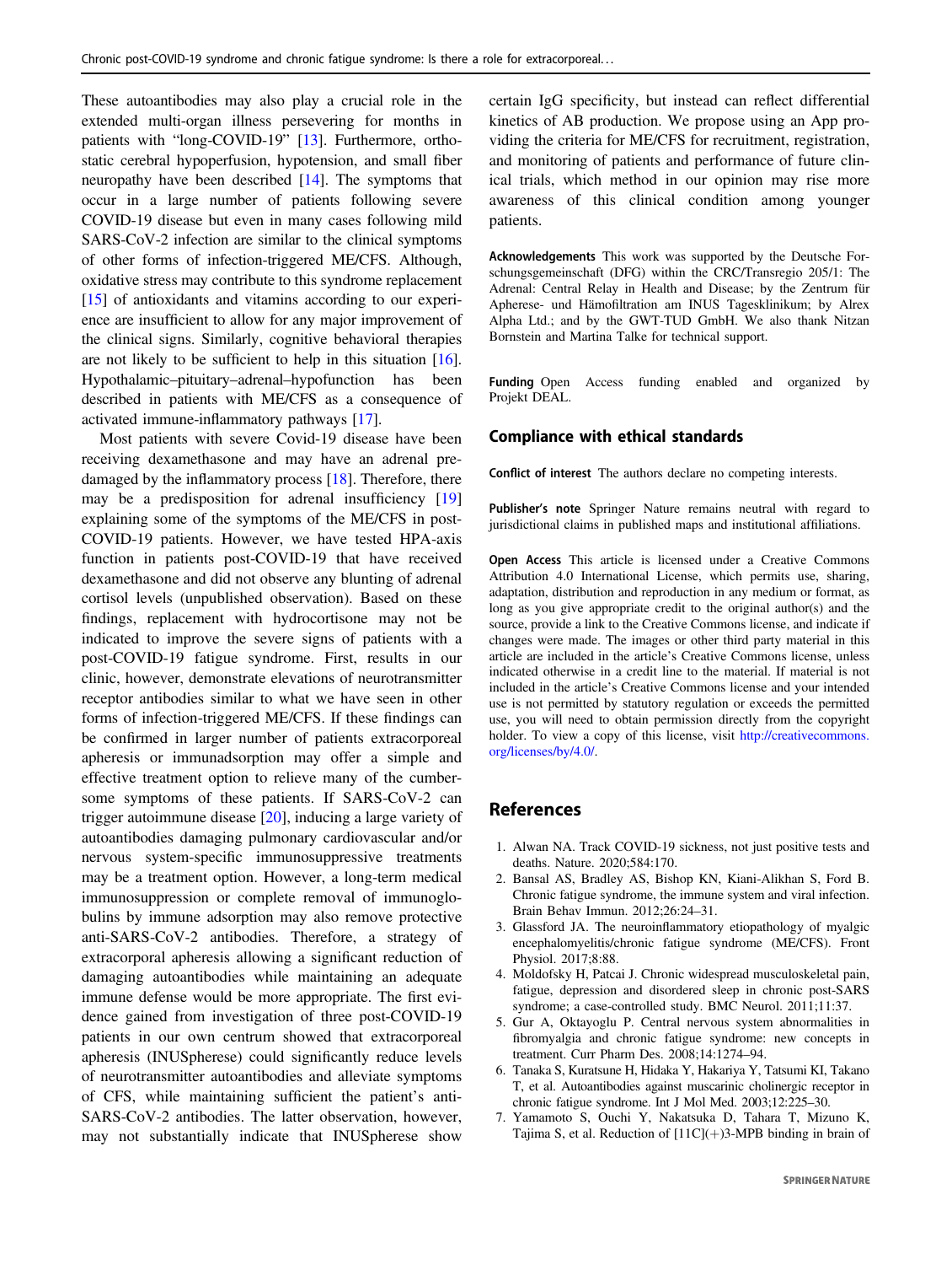These autoantibodies may also play a crucial role in the extended multi-organ illness persevering for months in patients with "long-COVID-19" [13]. Furthermore, orthostatic cerebral hypoperfusion, hypotension, and small fiber neuropathy have been described [14]. The symptoms that occur in a large number of patients following severe COVID-19 disease but even in many cases following mild SARS-CoV-2 infection are similar to the clinical symptoms of other forms of infection-triggered ME/CFS. Although, oxidative stress may contribute to this syndrome replacement [15] of antioxidants and vitamins according to our experience are insufficient to allow for any major improvement of the clinical signs. Similarly, cognitive behavioral therapies are not likely to be sufficient to help in this situation [16]. Hypothalamic–pituitary–adrenal–hypofunction has been described in patients with ME/CFS as a consequence of activated immune-inflammatory pathways [17].

Most patients with severe Covid-19 disease have been receiving dexamethasone and may have an adrenal predamaged by the inflammatory process [18]. Therefore, there may be a predisposition for adrenal insufficiency [19] explaining some of the symptoms of the ME/CFS in post-COVID-19 patients. However, we have tested HPA-axis function in patients post-COVID-19 that have received dexamethasone and did not observe any blunting of adrenal cortisol levels (unpublished observation). Based on these findings, replacement with hydrocortisone may not be indicated to improve the severe signs of patients with a post-COVID-19 fatigue syndrome. First, results in our clinic, however, demonstrate elevations of neurotransmitter receptor antibodies similar to what we have seen in other forms of infection-triggered ME/CFS. If these findings can be confirmed in larger number of patients extracorporeal apheresis or immunadsorption may offer a simple and effective treatment option to relieve many of the cumbersome symptoms of these patients. If SARS-CoV-2 can trigger autoimmune disease [20], inducing a large variety of autoantibodies damaging pulmonary cardiovascular and/or nervous system-specific immunosuppressive treatments may be a treatment option. However, a long-term medical immunosuppression or complete removal of immunoglobulins by immune adsorption may also remove protective anti-SARS-CoV-2 antibodies. Therefore, a strategy of extracorporal apheresis allowing a significant reduction of damaging autoantibodies while maintaining an adequate immune defense would be more appropriate. The first evidence gained from investigation of three post-COVID-19 patients in our own centrum showed that extracorporeal apheresis (INUSpherese) could significantly reduce levels of neurotransmitter autoantibodies and alleviate symptoms of CFS, while maintaining sufficient the patient's anti-SARS-CoV-2 antibodies. The latter observation, however, may not substantially indicate that INUSpherese show certain IgG specificity, but instead can reflect differential kinetics of AB production. We propose using an App providing the criteria for ME/CFS for recruitment, registration, and monitoring of patients and performance of future clinical trials, which method in our opinion may rise more awareness of this clinical condition among younger patients.

**Acknowledgements** This work was supported by the Deutsche Forschungsgemeinschaft (DFG) within the CRC/Transregio 205/1: The Adrenal: Central Relay in Health and Disease; by the Zentrum für Apherese- und Hämofiltration am INUS Tagesklinikum; by Alrex Alpha Ltd.; and by the GWT-TUD GmbH. We also thank Nitzan Bornstein and Martina Talke for technical support.

**Funding** Open Access funding enabled and organized by Projekt DEAL.

## Compliance with ethical standards

**Conflict of interest** The authors declare no competing interests.

**Publisher's note** Springer Nature remains neutral with regard to jurisdictional claims in published maps and institutional affiliations.

**Open Access** This article is licensed under a Creative Commons Attribution 4.0 International License, which permits use, sharing, adaptation, distribution and reproduction in any medium or format, as long as you give appropriate credit to the original author(s) and the source, provide a link to the Creative Commons license, and indicate if changes were made. The images or other third party material in this article are included in the article's Creative Commons license, unless indicated otherwise in a credit line to the material. If material is not included in the article's Creative Commons license and your intended use is not permitted by statutory regulation or exceeds the permitted use, you will need to obtain permission directly from the copyright holder. To view a copy of this license, visit http://creativecommons.org/licenses/by/4.0/.

## References

1. Alwan NA. Track COVID-19 sickness, not just positive tests and deaths. Nature. 2020;584:170.
2. Bansal AS, Bradley AS, Bishop KN, Kiani-Alikhan S, Ford B. Chronic fatigue syndrome, the immune system and viral infection. Brain Behav Immun. 2012;26:24–31.
3. Glassford JA. The neuroinflammatory etiopathology of myalgic encephalomyelitis/chronic fatigue syndrome (ME/CFS). Front Physiol. 2017;8:88.
4. Moldofsky H, Patcai J. Chronic widespread musculoskeletal pain, fatigue, depression and disordered sleep in chronic post-SARS syndrome; a case-controlled study. BMC Neurol. 2011;11:37.
5. Gur A, Oktayoglu P. Central nervous system abnormalities in fibromyalgia and chronic fatigue syndrome: new concepts in treatment. Curr Pharm Des. 2008;14:1274–94.
6. Tanaka S, Kuratsune H, Hidaka Y, Hakariya Y, Tatsumi KI, Takano T, et al. Autoantibodies against muscarinic cholinergic receptor in chronic fatigue syndrome. Int J Mol Med. 2003;12:225–30.
7. Yamamoto S, Ouchi Y, Nakatsuka D, Tahara T, Mizuno K, Tajima S, et al. Reduction of [11C](+)3-MPB binding in brain of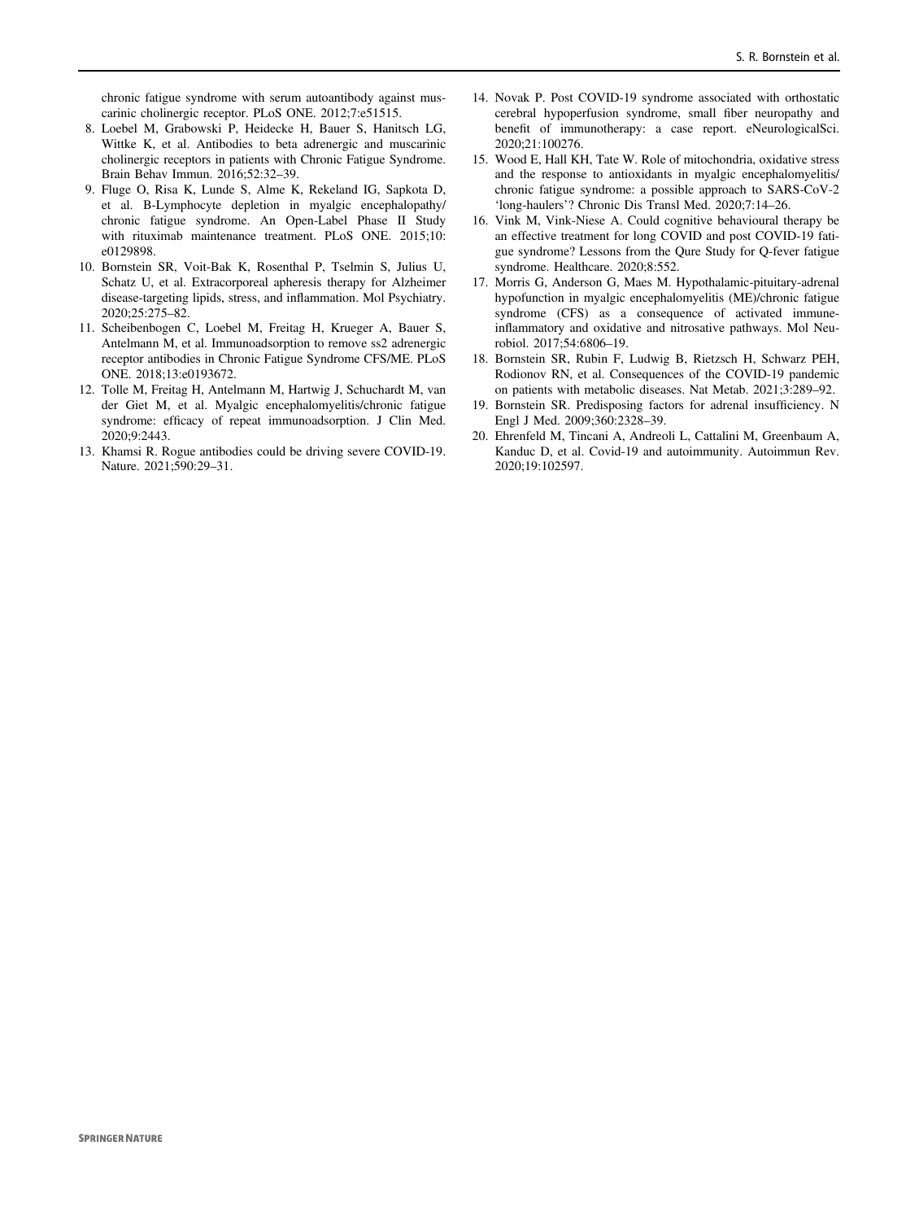chronic fatigue syndrome with serum autoantibody against muscarinic cholinergic receptor. PLoS ONE. 2012;7:e51515.

8. Loebel M, Grabowski P, Heidecke H, Bauer S, Hanitsch LG, Wittke K, et al. Antibodies to beta adrenergic and muscarinic cholinergic receptors in patients with Chronic Fatigue Syndrome. Brain Behav Immun. 2016;52:32–39.
9. Fluge O, Risa K, Lunde S, Alme K, Rekeland IG, Sapkota D, et al. B-Lymphocyte depletion in myalgic encephalopathy/ chronic fatigue syndrome. An Open-Label Phase II Study with rituximab maintenance treatment. PLoS ONE. 2015;10: e0129898.
10. Bornstein SR, Voit-Bak K, Rosenthal P, Tselmin S, Julius U, Schatz U, et al. Extracorporeal apheresis therapy for Alzheimer disease-targeting lipids, stress, and inflammation. Mol Psychiatry. 2020;25:275–82.
11. Scheibenbogen C, Loebel M, Freitag H, Krueger A, Bauer S, Antelmann M, et al. Immunoadsorption to remove ss2 adrenergic receptor antibodies in Chronic Fatigue Syndrome CFS/ME. PLoS ONE. 2018;13:e0193672.
12. Tolle M, Freitag H, Antelmann M, Hartwig J, Schuchardt M, van der Giet M, et al. Myalgic encephalomyelitis/chronic fatigue syndrome: efficacy of repeat immunoadsorption. J Clin Med. 2020;9:2443.
13. Khamsi R. Rogue antibodies could be driving severe COVID-19. Nature. 2021;590:29–31.
14. Novak P. Post COVID-19 syndrome associated with orthostatic cerebral hypoperfusion syndrome, small fiber neuropathy and benefit of immunotherapy: a case report. eNeurologicalSci. 2020;21:100276.
15. Wood E, Hall KH, Tate W. Role of mitochondria, oxidative stress and the response to antioxidants in myalgic encephalomyelitis/ chronic fatigue syndrome: a possible approach to SARS-CoV-2 'long-haulers'? Chronic Dis Transl Med. 2020;7:14–26.
16. Vink M, Vink-Niese A. Could cognitive behavioural therapy be an effective treatment for long COVID and post COVID-19 fatigue syndrome? Lessons from the Qure Study for Q-fever fatigue syndrome. Healthcare. 2020;8:552.
17. Morris G, Anderson G, Maes M. Hypothalamic-pituitary-adrenal hypofunction in myalgic encephalomyelitis (ME)/chronic fatigue syndrome (CFS) as a consequence of activated immune-inflammatory and oxidative and nitrosative pathways. Mol Neurobiol. 2017;54:6806–19.
18. Bornstein SR, Rubin F, Ludwig B, Rietzsch H, Schwarz PEH, Rodionov RN, et al. Consequences of the COVID-19 pandemic on patients with metabolic diseases. Nat Metab. 2021;3:289–92.
19. Bornstein SR. Predisposing factors for adrenal insufficiency. N Engl J Med. 2009;360:2328–39.
20. Ehrenfeld M, Tincani A, Andreoli L, Cattalini M, Greenbaum A, Kanduc D, et al. Covid-19 and autoimmunity. Autoimmun Rev. 2020;19:102597.